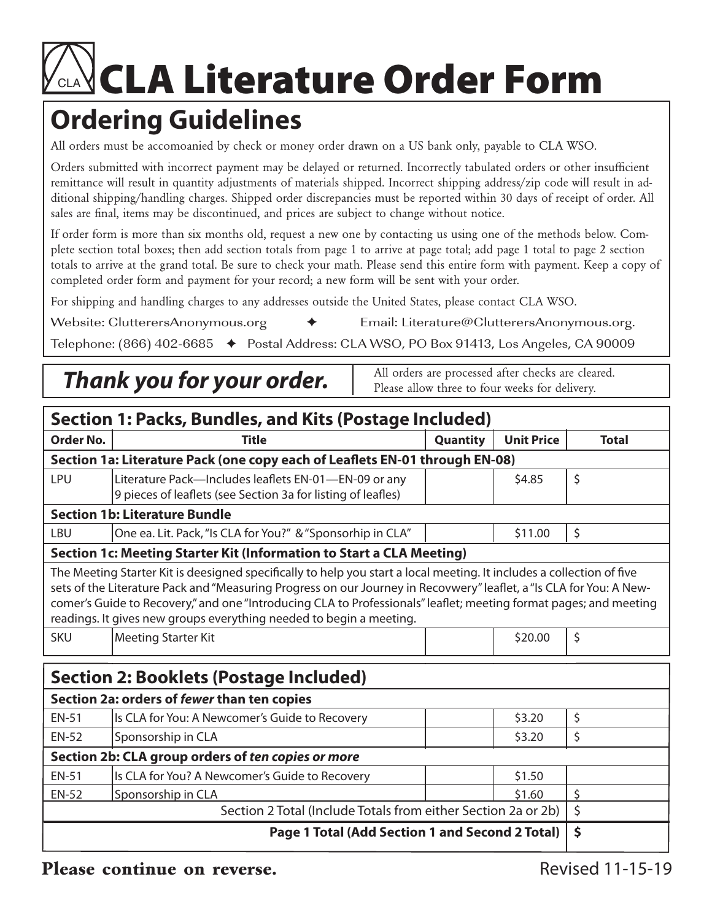# CLA Literature Order Form

## Ordering Guidelines

All orders must be accomoanied by check or money order drawn on a US bank only, payable to CLA WSO.

Orders submitted with incorrect payment may be delayed or returned. Incorrectly tabulated orders or other insufficient remittance will result in quantity adjustments of materials shipped. Incorrect shipping address/zip code will result in additional shipping/handling charges. Shipped order discrepancies must be reported within 30 days of receipt of order. All sales are final, items may be discontinued, and prices are subject to change without notice.

If order form is more than six months old, request a new one by contacting us using one of the methods below. Complete section total boxes; then add section totals from page 1 to arrive at page total; add page 1 total to page 2 section totals to arrive at the grand total. Be sure to check your math. Please send this entire form with payment. Keep a copy of completed order form and payment for your record; a new form will be sent with your order.

For shipping and handling charges to any addresses outside the United States, please contact CLA WSO.

Website: ClutterersAnonymous.org ✦ Email: Literature@ClutterersAnonymous.org.

Telephone: (866) 402-6685 ✦ Postal Address: CLA WSO, PO Box 91413, Los Angeles, CA 90009

**_Thank you for your order._**

All orders are processed after checks are cleared. Please allow three to four weeks for delivery.

## Section 1: Packs, Bundles, and Kits (Postage Included)

| Order No. | Title | Quantity | Unit Price | Total |
|---|---|---|---|---|
| **Section 1a: Literature Pack (one copy each of Leaflets EN-01 through EN-08)** | | | | |
| LPU | Literature Pack—Includes leaflets EN-01—EN-09 or any 9 pieces of leaflets (see Section 3a for listing of leafles) | | \$4.85 | \$ |
| **Section 1b: Literature Bundle** | | | | |
| LBU | One ea. Lit. Pack, "Is CLA for You?" & "Sponsorhip in CLA" | | \$11.00 | \$ |
| **Section 1c: Meeting Starter Kit (Information to Start a CLA Meeting)** | | | | |
| The Meeting Starter Kit is deesigned specifically to help you start a local meeting. It includes a collection of five sets of the Literature Pack and "Measuring Progress on our Journey in Recovwery" leaflet, a "Is CLA for You: A Newcomer's Guide to Recovery," and one "Introducing CLA to Professionals" leaflet; meeting format pages; and meeting readings. It gives new groups everything needed to begin a meeting. | | | | |
| SKU | Meeting Starter Kit | | \$20.00 | \$ |

## Section 2: Booklets (Postage Included)

| Order No. | Title | Quantity | Unit Price | Total |
|---|---|---|---|---|
| **Section 2a: orders of _fewer_ than ten copies** | | | | |
| EN-51 | Is CLA for You: A Newcomer's Guide to Recovery | | \$3.20 | \$ |
| EN-52 | Sponsorship in CLA | | \$3.20 | \$ |
| **Section 2b: CLA group orders of _ten copies or more_** | | | | |
| EN-51 | Is CLA for You? A Newcomer's Guide to Recovery | | \$1.50 | |
| EN-52 | Sponsorship in CLA | | \$1.60 | \$ |
| | Section 2 Total (Include Totals from either Section 2a or 2b) | | | \$ |
| | **Page 1 Total (Add Section 1 and Second 2 Total)** | | | **\$** |

**Please continue on reverse.**

Revised 11-15-19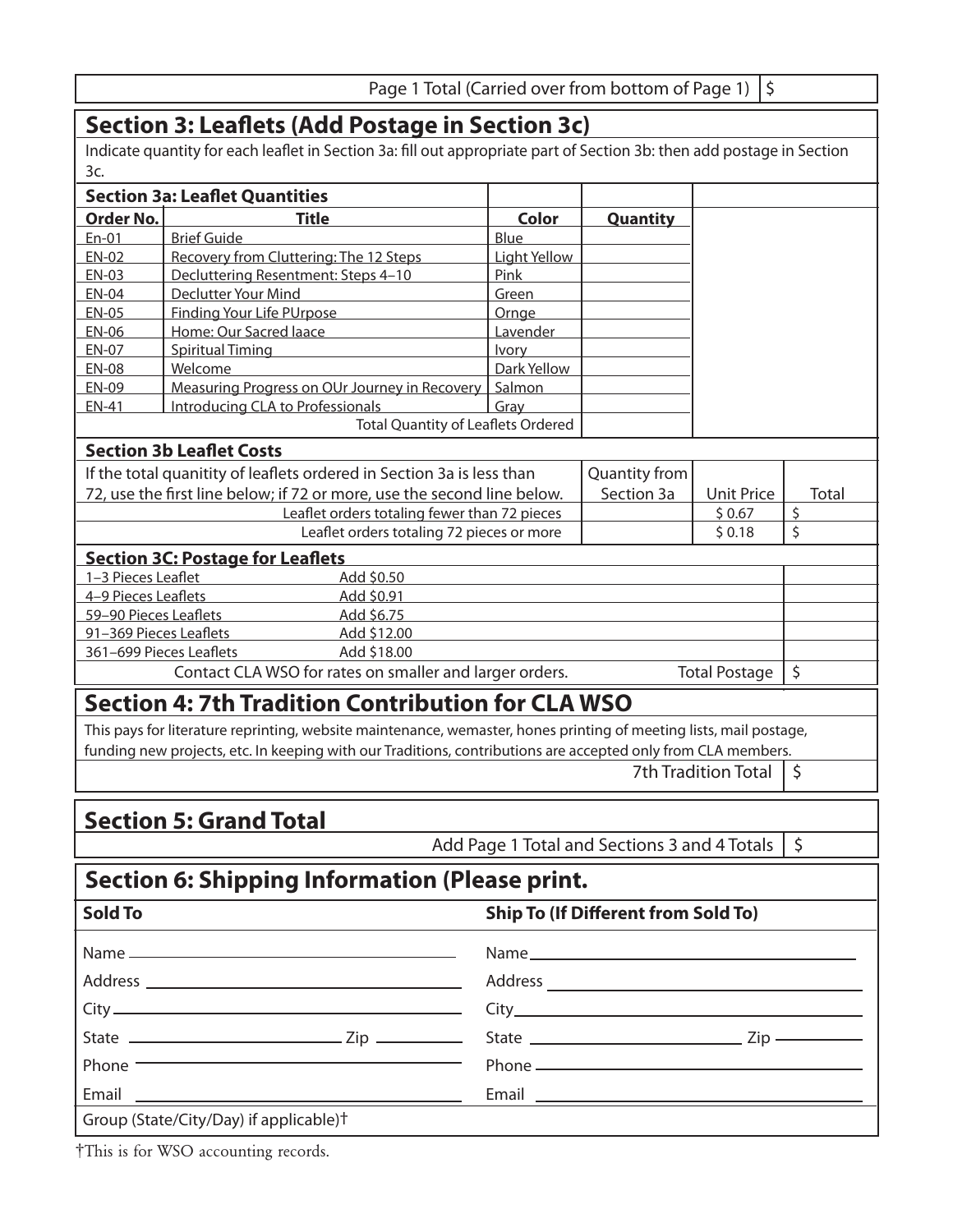| | |
|---|---|
| Page 1 Total (Carried over from bottom of Page 1) | $ |

## Section 3: Leaflets (Add Postage in Section 3c)

Indicate quantity for each leaflet in Section 3a: fill out appropriate part of Section 3b: then add postage in Section 3c.

### Section 3a: Leaflet Quantities

| Order No. | Title | Color | Quantity |
|---|---|---|---|
| En-01 | Brief Guide | Blue | |
| EN-02 | Recovery from Cluttering: The 12 Steps | Light Yellow | |
| EN-03 | Decluttering Resentment: Steps 4–10 | Pink | |
| EN-04 | Declutter Your Mind | Green | |
| EN-05 | Finding Your Life PUrpose | Ornge | |
| EN-06 | Home: Our Sacred laace | Lavender | |
| EN-07 | Spiritual Timing | Ivory | |
| EN-08 | Welcome | Dark Yellow | |
| EN-09 | Measuring Progress on OUr Journey in Recovery | Salmon | |
| EN-41 | Introducing CLA to Professionals | Gray | |
| | Total Quantity of Leaflets Ordered | | |

### Section 3b Leaflet Costs

| If the total quanitity of leaflets ordered in Section 3a is less than 72, use the first line below; if 72 or more, use the second line below. | Quantity from Section 3a | Unit Price | Total |
|---|---|---|---|
| Leaflet orders totaling fewer than 72 pieces | | $ 0.67 | $ |
| Leaflet orders totaling 72 pieces or more | | $ 0.18 | $ |

### Section 3C: Postage for Leaflets

| | | |
|---|---|---|
| 1–3 Pieces Leaflet | Add $0.50 | |
| 4–9 Pieces Leaflets | Add $0.91 | |
| 59–90 Pieces Leaflets | Add $6.75 | |
| 91–369 Pieces Leaflets | Add $12.00 | |
| 361–699 Pieces Leaflets | Add $18.00 | |
| Contact CLA WSO for rates on smaller and larger orders. | Total Postage | $ |

## Section 4: 7th Tradition Contribution for CLA WSO

This pays for literature reprinting, website maintenance, wemaster, hones printing of meeting lists, mail postage, funding new projects, etc. In keeping with our Traditions, contributions are accepted only from CLA members.

7th Tradition Total $

## Section 5: Grand Total

Add Page 1 Total and Sections 3 and 4 Totals $

## Section 6: Shipping Information (Please print.

| Sold To | Ship To (If Different from Sold To) |
|---|---|
| Name | Name |
| Address | Address |
| City | City |
| State Zip | State Zip |
| Phone | Phone |
| Email | Email |
| Group (State/City/Day) if applicable)† | |

†This is for WSO accounting records.